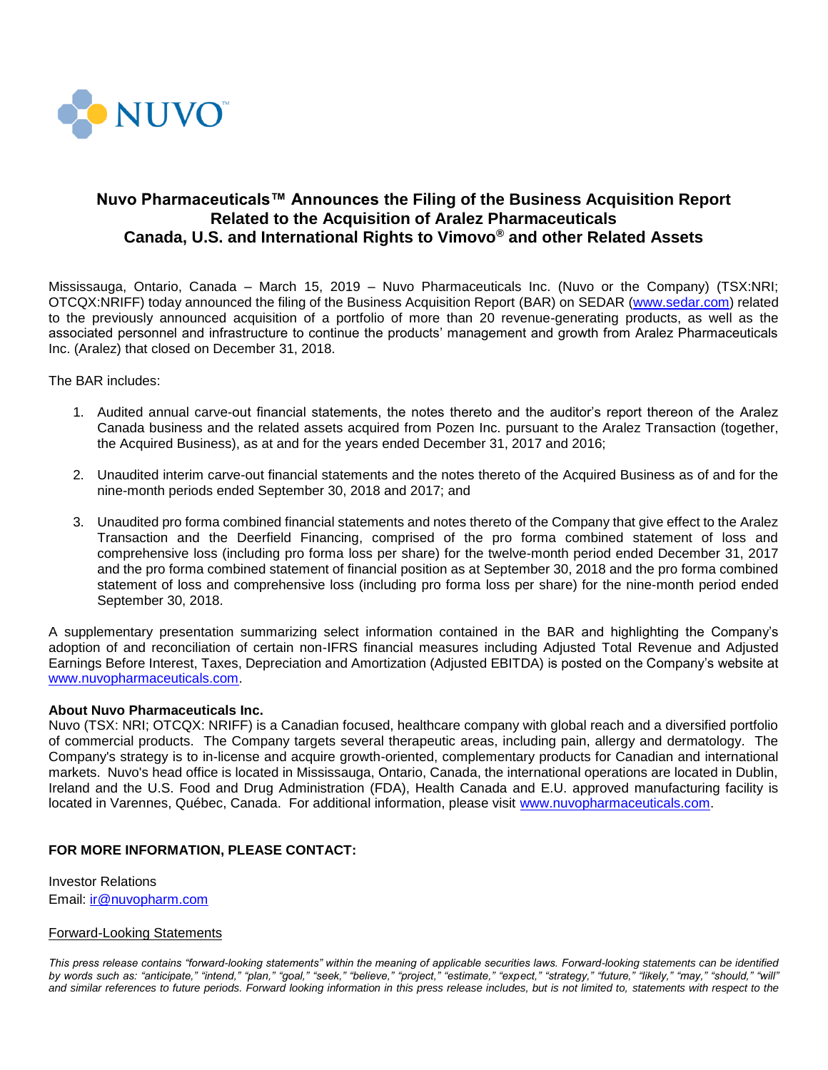NUVO™

# Nuvo Pharmaceuticals™ Announces the Filing of the Business Acquisition Report Related to the Acquisition of Aralez Pharmaceuticals Canada, U.S. and International Rights to Vimovo® and other Related Assets

Mississauga, Ontario, Canada – March 15, 2019 – Nuvo Pharmaceuticals Inc. (Nuvo or the Company) (TSX:NRI; OTCQX:NRIFF) today announced the filing of the Business Acquisition Report (BAR) on SEDAR (www.sedar.com) related to the previously announced acquisition of a portfolio of more than 20 revenue-generating products, as well as the associated personnel and infrastructure to continue the products' management and growth from Aralez Pharmaceuticals Inc. (Aralez) that closed on December 31, 2018.

The BAR includes:

1. Audited annual carve-out financial statements, the notes thereto and the auditor's report thereon of the Aralez Canada business and the related assets acquired from Pozen Inc. pursuant to the Aralez Transaction (together, the Acquired Business), as at and for the years ended December 31, 2017 and 2016;

2. Unaudited interim carve-out financial statements and the notes thereto of the Acquired Business as of and for the nine-month periods ended September 30, 2018 and 2017; and

3. Unaudited pro forma combined financial statements and notes thereto of the Company that give effect to the Aralez Transaction and the Deerfield Financing, comprised of the pro forma combined statement of loss and comprehensive loss (including pro forma loss per share) for the twelve-month period ended December 31, 2017 and the pro forma combined statement of financial position as at September 30, 2018 and the pro forma combined statement of loss and comprehensive loss (including pro forma loss per share) for the nine-month period ended September 30, 2018.

A supplementary presentation summarizing select information contained in the BAR and highlighting the Company's adoption of and reconciliation of certain non-IFRS financial measures including Adjusted Total Revenue and Adjusted Earnings Before Interest, Taxes, Depreciation and Amortization (Adjusted EBITDA) is posted on the Company's website at www.nuvopharmaceuticals.com.

**About Nuvo Pharmaceuticals Inc.**
Nuvo (TSX: NRI; OTCQX: NRIFF) is a Canadian focused, healthcare company with global reach and a diversified portfolio of commercial products. The Company targets several therapeutic areas, including pain, allergy and dermatology. The Company's strategy is to in-license and acquire growth-oriented, complementary products for Canadian and international markets. Nuvo's head office is located in Mississauga, Ontario, Canada, the international operations are located in Dublin, Ireland and the U.S. Food and Drug Administration (FDA), Health Canada and E.U. approved manufacturing facility is located in Varennes, Québec, Canada. For additional information, please visit www.nuvopharmaceuticals.com.

**FOR MORE INFORMATION, PLEASE CONTACT:**

Investor Relations
Email: ir@nuvopharm.com

Forward-Looking Statements

*This press release contains "forward-looking statements" within the meaning of applicable securities laws. Forward-looking statements can be identified by words such as: "anticipate," "intend," "plan," "goal," "seek," "believe," "project," "estimate," "expect," "strategy," "future," "likely," "may," "should," "will" and similar references to future periods. Forward looking information in this press release includes, but is not limited to, statements with respect to the*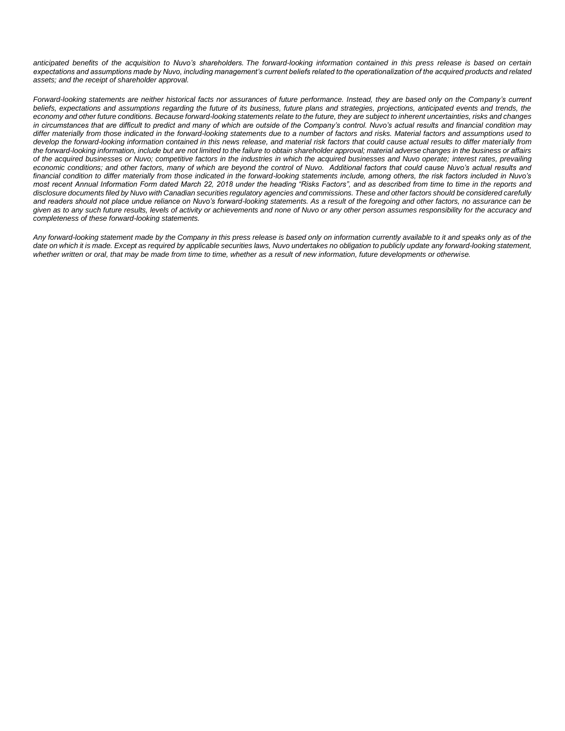*anticipated benefits of the acquisition to Nuvo's shareholders. The forward-looking information contained in this press release is based on certain expectations and assumptions made by Nuvo, including management's current beliefs related to the operationalization of the acquired products and related assets; and the receipt of shareholder approval.*

*Forward-looking statements are neither historical facts nor assurances of future performance. Instead, they are based only on the Company's current beliefs, expectations and assumptions regarding the future of its business, future plans and strategies, projections, anticipated events and trends, the economy and other future conditions. Because forward-looking statements relate to the future, they are subject to inherent uncertainties, risks and changes in circumstances that are difficult to predict and many of which are outside of the Company's control. Nuvo's actual results and financial condition may differ materially from those indicated in the forward-looking statements due to a number of factors and risks. Material factors and assumptions used to develop the forward-looking information contained in this news release, and material risk factors that could cause actual results to differ materially from the forward-looking information, include but are not limited to the failure to obtain shareholder approval; material adverse changes in the business or affairs of the acquired businesses or Nuvo; competitive factors in the industries in which the acquired businesses and Nuvo operate; interest rates, prevailing economic conditions; and other factors, many of which are beyond the control of Nuvo. Additional factors that could cause Nuvo's actual results and financial condition to differ materially from those indicated in the forward-looking statements include, among others, the risk factors included in Nuvo's most recent Annual Information Form dated March 22, 2018 under the heading "Risks Factors", and as described from time to time in the reports and disclosure documents filed by Nuvo with Canadian securities regulatory agencies and commissions. These and other factors should be considered carefully and readers should not place undue reliance on Nuvo's forward-looking statements. As a result of the foregoing and other factors, no assurance can be given as to any such future results, levels of activity or achievements and none of Nuvo or any other person assumes responsibility for the accuracy and completeness of these forward-looking statements.*

*Any forward-looking statement made by the Company in this press release is based only on information currently available to it and speaks only as of the date on which it is made. Except as required by applicable securities laws, Nuvo undertakes no obligation to publicly update any forward-looking statement, whether written or oral, that may be made from time to time, whether as a result of new information, future developments or otherwise.*